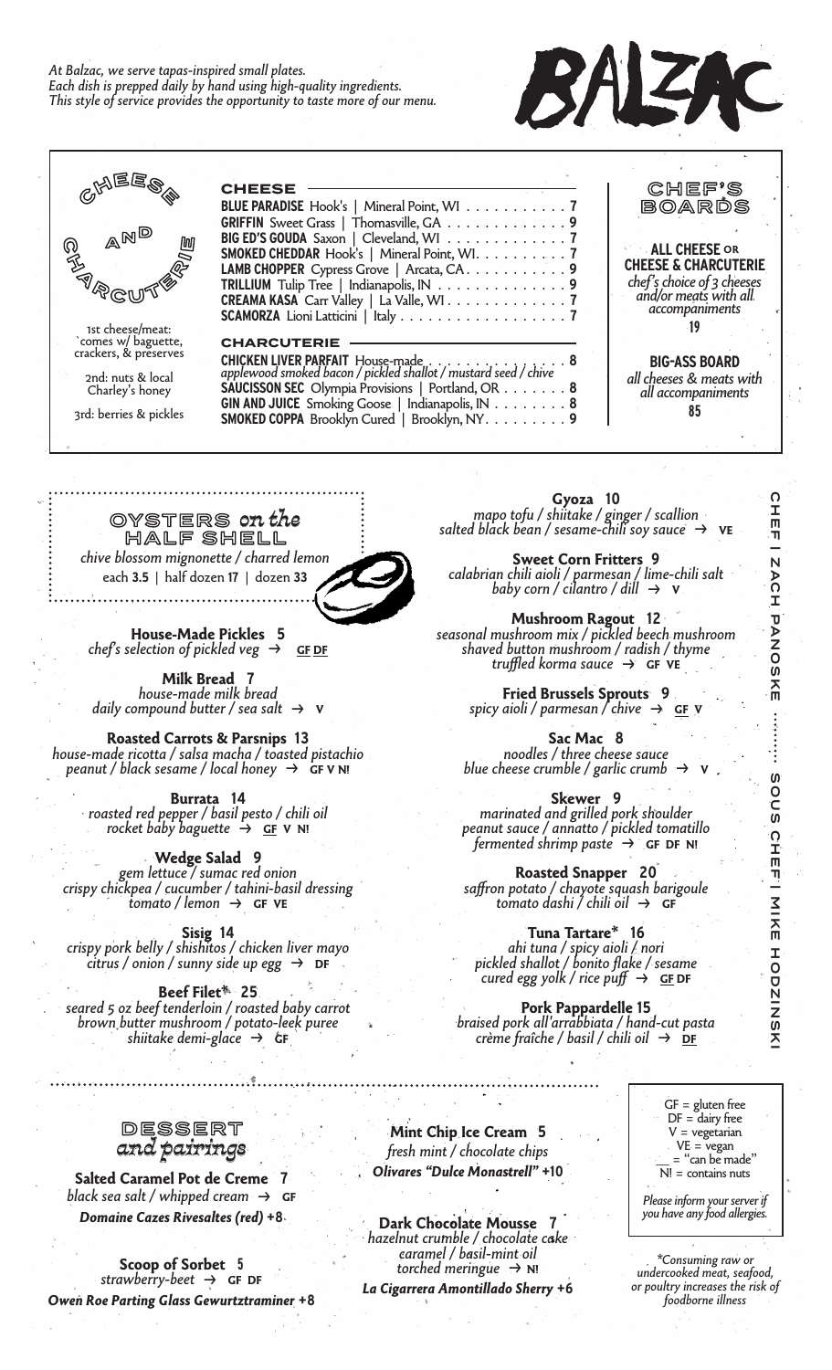*At Balzac, we serve tapas-inspired small plates. Each dish is prepped daily by hand using high-quality ingredients. This style of service provides the opportunity to taste more of our menu.*

# BALZAC

## Cheese and Charcuterie

1st cheese/meat: comes w/ baguette, crackers, & preserves

2nd: nuts & local Charley's honey

3rd: berries & pickles

### CHEESE

- **BLUE PARADISE** Hook's | Mineral Point, WI . . . . . . . . . . **7**
- **GRIFFIN** Sweet Grass | Thomasville, GA . . . . . . . . . . . . **9**
- **BIG ED'S GOUDA** Saxon | Cleveland, WI . . . . . . . . . . . . **7**
- **SMOKED CHEDDAR** Hook's | Mineral Point, WI. . . . . . . . . **7**
- **LAMB CHOPPER** Cypress Grove | Arcata, CA. . . . . . . . . . **9**
- **TRILLIUM** Tulip Tree | Indianapolis, IN . . . . . . . . . . . . . **9**
- **CREAMA KASA** Carr Valley | La Valle, WI . . . . . . . . . . . . **7**
- **SCAMORZA** Lioni Latticini | Italy . . . . . . . . . . . . . . . . . **7**

### CHARCUTERIE

- **CHICKEN LIVER PARFAIT** House-made . . . . . . . . . . . . . . **8**
  *applewood smoked bacon / pickled shallot / mustard seed / chive*
- **SAUCISSON SEC** Olympia Provisions | Portland, OR . . . . . . . **8**
- **GIN AND JUICE** Smoking Goose | Indianapolis, IN . . . . . . . . **8**
- **SMOKED COPPA** Brooklyn Cured | Brooklyn, NY. . . . . . . . . **9**

### CHEF'S BOARDS

**ALL CHEESE or CHEESE & CHARCUTERIE**
*chef's choice of 3 cheeses and/or meats with all accompaniments*
**19**

**BIG-ASS BOARD**
*all cheeses & meats with all accompaniments*
**85**

## OYSTERS on the HALF SHELL

*chive blossom mignonette / charred lemon*
each **3.5** | half dozen **17** | dozen **33**

**House-Made Pickles 5**
*chef's selection of pickled veg* → GF DF

**Milk Bread 7**
*house-made milk bread*
*daily compound butter / sea salt* → V

**Roasted Carrots & Parsnips 13**
*house-made ricotta / salsa macha / toasted pistachio peanut / black sesame / local honey* → GF V N!

**Burrata 14**
*roasted red pepper / basil pesto / chili oil rocket baby baguette* → GF V N!

**Wedge Salad 9**
*gem lettuce / sumac red onion crispy chickpea / cucumber / tahini-basil dressing tomato / lemon* → GF VE

**Sisig 14**
*crispy pork belly / shishitos / chicken liver mayo citrus / onion / sunny side up egg* → DF

**Beef Filet\* 25**
*seared 5 oz beef tenderloin / roasted baby carrot brown butter mushroom / potato-leek puree shiitake demi-glace* → GF

**Gyoza 10**
*mapo tofu / shiitake / ginger / scallion salted black bean / sesame-chili soy sauce* → VE

**Sweet Corn Fritters 9**
*calabrian chili aioli / parmesan / lime-chili salt baby corn / cilantro / dill* → V

**Mushroom Ragout 12**
*seasonal mushroom mix / pickled beech mushroom shaved button mushroom / radish / thyme truffled korma sauce* → GF VE

**Fried Brussels Sprouts 9**
*spicy aioli / parmesan / chive* → GF V

**Sac Mac 8**
*noodles / three cheese sauce blue cheese crumble / garlic crumb* → V

**Skewer 9**
*marinated and grilled pork shoulder peanut sauce / annatto / pickled tomatillo fermented shrimp paste* → GF DF N!

**Roasted Snapper 20**
*saffron potato / chayote squash barigoule tomato dashi / chili oil* → GF

**Tuna Tartare\* 16**
*ahi tuna / spicy aioli / nori pickled shallot / bonito flake / sesame cured egg yolk / rice puff* → GF DF

**Pork Pappardelle 15**
*braised pork all'arrabbiata / hand-cut pasta crème fraîche / basil / chili oil* → DF

CHEF | ZACH PANOSKE ········ SOUS CHEF | MIKE HODZINSKI

## DESSERT and pairings

**Salted Caramel Pot de Creme 7**
*black sea salt / whipped cream* → GF
***Domaine Cazes Rivesaltes (red)* +8**

**Scoop of Sorbet 5**
*strawberry-beet* → GF DF
***Owen Roe Parting Glass Gewurtztraminer* +8**

**Mint Chip Ice Cream 5**
*fresh mint / chocolate chips*
***Olivares "Dulce Monastrell"* +10**

**Dark Chocolate Mousse 7**
*hazelnut crumble / chocolate cake caramel / basil-mint oil torched meringue* → N!
***La Cigarrera Amontillado Sherry* +6**

GF = gluten free
DF = dairy free
V = vegetarian
VE = vegan
\_\_ = "can be made"
N! = contains nuts

*Please inform your server if you have any food allergies.*

*\*Consuming raw or undercooked meat, seafood, or poultry increases the risk of foodborne illness*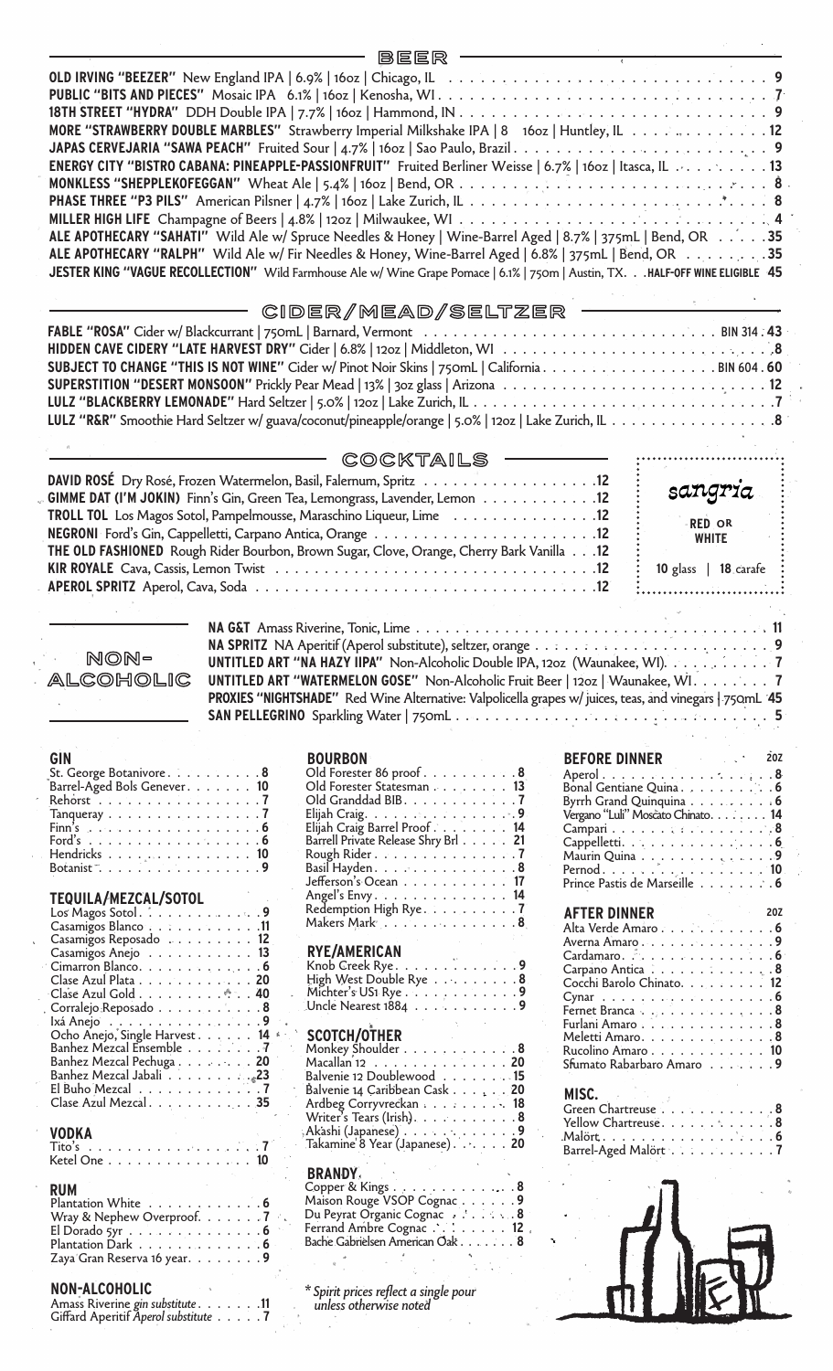## BEER

**OLD IRVING "BEEZER"** New England IPA | 6.9% | 16oz | Chicago, IL . . . 9
**PUBLIC "BITS AND PIECES"** Mosaic IPA 6.1% | 16oz | Kenosha, WI . . . 7
**18TH STREET "HYDRA"** DDH Double IPA | 7.7% | 16oz | Hammond, IN . . . 9
**MORE "STRAWBERRY DOUBLE MARBLES"** Strawberry Imperial Milkshake IPA | 8 16oz | Huntley, IL . . . 12
**JAPAS CERVEJARIA "SAWA PEACH"** Fruited Sour | 4.7% | 16oz | Sao Paulo, Brazil . . . 9
**ENERGY CITY "BISTRO CABANA: PINEAPPLE-PASSIONFRUIT"** Fruited Berliner Weisse | 6.7% | 16oz | Itasca, IL . . . 13
**MONKLESS "SHEPPLEKOFEGGAN"** Wheat Ale | 5.4% | 16oz | Bend, OR . . . 8
**PHASE THREE "P3 PILS"** American Pilsner | 4.7% | 16oz | Lake Zurich, IL . . . 8
**MILLER HIGH LIFE** Champagne of Beers | 4.8% | 12oz | Milwaukee, WI . . . 4
**ALE APOTHECARY "SAHATI"** Wild Ale w/ Spruce Needles & Honey | Wine-Barrel Aged | 8.7% | 375mL | Bend, OR . . . 35
**ALE APOTHECARY "RALPH"** Wild Ale w/ Fir Needles & Honey, Wine-Barrel Aged | 6.8% | 375mL | Bend, OR . . . 35
**JESTER KING "VAGUE RECOLLECTION"** Wild Farmhouse Ale w/ Wine Grape Pomace | 6.1% | 750m | Austin, TX. . . HALF-OFF WINE ELIGIBLE 45

## CIDER/MEAD/SELTZER

**FABLE "ROSA"** Cider w/ Blackcurrant | 750mL | Barnard, Vermont . . . BIN 314 . 43
**HIDDEN CAVE CIDERY "LATE HARVEST DRY"** Cider | 6.8% | 12oz | Middleton, WI . . . 8
**SUBJECT TO CHANGE "THIS IS NOT WINE"** Cider w/ Pinot Noir Skins | 750mL | California . . . BIN 604 . 60
**SUPERSTITION "DESERT MONSOON"** Prickly Pear Mead | 13% | 3oz glass | Arizona . . . 12
**LULZ "BLACKBERRY LEMONADE"** Hard Seltzer | 5.0% | 12oz | Lake Zurich, IL . . . 7
**LULZ "R&R"** Smoothie Hard Seltzer w/ guava/coconut/pineapple/orange | 5.0% | 12oz | Lake Zurich, IL . . . 8

## COCKTAILS

**DAVID ROSÉ** Dry Rosé, Frozen Watermelon, Basil, Falernum, Spritz . . . 12
**GIMME DAT (I'M JOKIN)** Finn's Gin, Green Tea, Lemongrass, Lavender, Lemon . . . 12
**TROLL TOL** Los Magos Sotol, Pampelmousse, Maraschino Liqueur, Lime . . . 12
**NEGRONI** Ford's Gin, Cappelletti, Carpano Antica, Orange . . . 12
**THE OLD FASHIONED** Rough Rider Bourbon, Brown Sugar, Clove, Orange, Cherry Bark Vanilla . . . 12
**KIR ROYALE** Cava, Cassis, Lemon Twist . . . 12
**APEROL SPRITZ** Aperol, Cava, Soda . . . 12

### *sangria*

**RED** OR **WHITE**

**10** glass | **18** carafe

## NON-ALCOHOLIC

**NA G&T** Amass Riverine, Tonic, Lime . . . 11
**NA SPRITZ** NA Aperitif (Aperol substitute), seltzer, orange . . . 9
**UNTITLED ART "NA HAZY IIPA"** Non-Alcoholic Double IPA, 12oz (Waunakee, WI) . . . 7
**UNTITLED ART "WATERMELON GOSE"** Non-Alcoholic Fruit Beer | 12oz | Waunakee, WI . . . 7
**PROXIES "NIGHTSHADE"** Red Wine Alternative: Valpolicella grapes w/ juices, teas, and vinegars | 750mL 45
**SAN PELLEGRINO** Sparkling Water | 750mL . . . 5

### GIN

St. George Botanivore . . . 8
Barrel-Aged Bols Genever . . . 10
Rehorst . . . 7
Tanqueray . . . 7
Finn's . . . 6
Ford's . . . 6
Hendricks . . . 10
Botanist . . . 9

### TEQUILA/MEZCAL/SOTOL

Los Magos Sotol . . . 9
Casamigos Blanco . . . 11
Casamigos Reposado . . . 12
Casamigos Anejo . . . 13
Cimarron Blanco . . . 6
Clase Azul Plata . . . 20
Clase Azul Gold . . . 40
Corralejo Reposado . . . 8
Ixá Anejo . . . 9
Ocho Anejo, Single Harvest . . . 14
Banhez Mezcal Ensemble . . . 7
Banhez Mezcal Pechuga . . . 20
Banhez Mezcal Jabali . . . 23
El Buho Mezcal . . . 7
Clase Azul Mezcal . . . 35

### VODKA

Tito's . . . 7
Ketel One . . . 10

### RUM

Plantation White . . . 6
Wray & Nephew Overproof . . . 7
El Dorado 5yr . . . 6
Plantation Dark . . . 6
Zaya Gran Reserva 16 year . . . 9

### NON-ALCOHOLIC

Amass Riverine *gin substitute* . . . 11
Giffard Aperitif *Aperol substitute* . . . 7

### BOURBON

Old Forester 86 proof . . . 8
Old Forester Statesman . . . 13
Old Granddad BIB . . . 7
Elijah Craig . . . 9
Elijah Craig Barrel Proof . . . 14
Barrell Private Release Shry Brl . . . 21
Rough Rider . . . 7
Basil Hayden . . . 8
Jefferson's Ocean . . . 17
Angel's Envy . . . 14
Redemption High Rye . . . 7
Makers Mark . . . 8

### RYE/AMERICAN

Knob Creek Rye . . . 9
High West Double Rye . . . 8
Michter's US1 Rye . . . 9
Uncle Nearest 1884 . . . 9

### SCOTCH/OTHER

Monkey Shoulder . . . 8
Macallan 12 . . . 20
Balvenie 12 Doublewood . . . 15
Balvenie 14 Caribbean Cask . . . 20
Ardbeg Corryvreckan . . . 18
Writer's Tears (Irish) . . . 8
Akashi (Japanese) . . . 9
Takamine 8 Year (Japanese) . . . 20

### BRANDY

Copper & Kings . . . 8
Maison Rouge VSOP Cognac . . . 9
Du Peyrat Organic Cognac . . . 8
Ferrand Ambre Cognac . . . 12
Bache Gabrielsen American Oak . . . 8

*\* Spirit prices reflect a single pour unless otherwise noted*

### BEFORE DINNER (2oz)

Aperol . . . 8
Bonal Gentiane Quina . . . 6
Byrrh Grand Quinquina . . . 6
Vergano "Luli" Moscato Chinato . . . 14
Campari . . . 8
Cappelletti . . . 6
Maurin Quina . . . 9
Pernod . . . 10
Prince Pastis de Marseille . . . 6

### AFTER DINNER (2oz)

Alta Verde Amaro . . . 6
Averna Amaro . . . 9
Cardamaro . . . 6
Carpano Antica . . . 8
Cocchi Barolo Chinato . . . 12
Cynar . . . 6
Fernet Branca . . . 8
Furlani Amaro . . . 8
Meletti Amaro . . . 8
Rucolino Amaro . . . 10
Sfumato Rabarbaro Amaro . . . 9

### MISC.

Green Chartreuse . . . 8
Yellow Chartreuse . . . 8
Malört . . . 6
Barrel-Aged Malört . . . 7